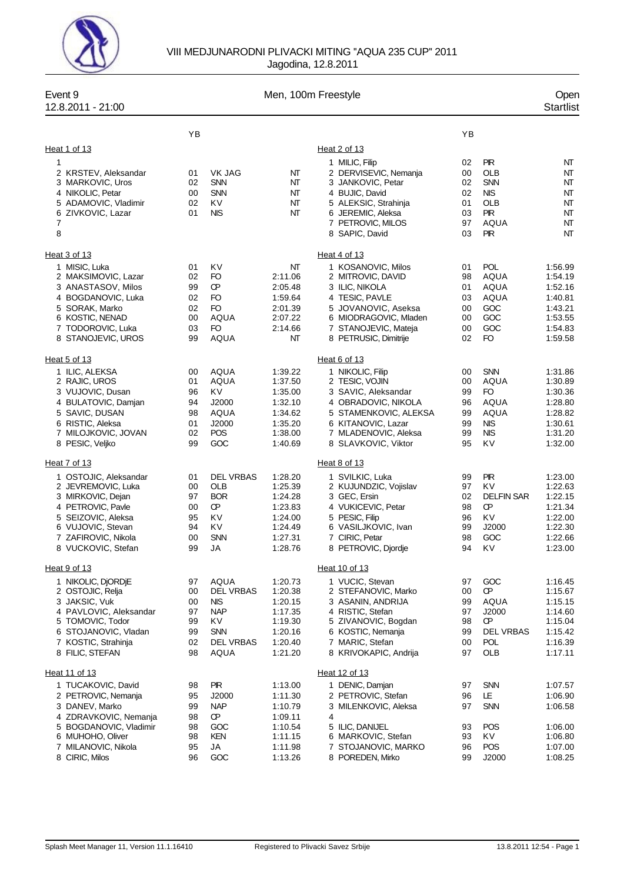# VIII MEDJUNARODNI PLIVACKI MITING "AQUA 235 CUP" 2011

Jagodina, 12.8.2011

## Event 9 — Men, 100m Freestyle — Open

12.8.2011 - 21:00 — Startlist

### Heat 1 of 13

| Lane | Name | YB | Club | Time |
|---|---|---|---|---|
| 1 | | | | |
| 2 | KRSTEV, Aleksandar | 01 | VK JAG | NT |
| 3 | MARKOVIC, Uros | 02 | SNN | NT |
| 4 | NIKOLIC, Petar | 00 | SNN | NT |
| 5 | ADAMOVIC, Vladimir | 02 | KV | NT |
| 6 | ZIVKOVIC, Lazar | 01 | NIS | NT |
| 7 | | | | |
| 8 | | | | |

### Heat 2 of 13

| Lane | Name | YB | Club | Time |
|---|---|---|---|---|
| 1 | MILIC, Filip | 02 | PIR | NT |
| 2 | DERVISEVIC, Nemanja | 00 | OLB | NT |
| 3 | JANKOVIC, Petar | 02 | SNN | NT |
| 4 | BUJIC, David | 02 | NIS | NT |
| 5 | ALEKSIC, Strahinja | 01 | OLB | NT |
| 6 | JEREMIC, Aleksa | 03 | PIR | NT |
| 7 | PETROVIC, MILOS | 97 | AQUA | NT |
| 8 | SAPIC, David | 03 | PIR | NT |

### Heat 3 of 13

| Lane | Name | YB | Club | Time |
|---|---|---|---|---|
| 1 | MISIC, Luka | 01 | KV | NT |
| 2 | MAKSIMOVIC, Lazar | 02 | FO | 2:11.06 |
| 3 | ANASTASOV, Milos | 99 | CP | 2:05.48 |
| 4 | BOGDANOVIC, Luka | 02 | FO | 1:59.64 |
| 5 | SORAK, Marko | 02 | FO | 2:01.39 |
| 6 | KOSTIC, NENAD | 00 | AQUA | 2:07.22 |
| 7 | TODOROVIC, Luka | 03 | FO | 2:14.66 |
| 8 | STANOJEVIC, UROS | 99 | AQUA | NT |

### Heat 4 of 13

| Lane | Name | YB | Club | Time |
|---|---|---|---|---|
| 1 | KOSANOVIC, Milos | 01 | POL | 1:56.99 |
| 2 | MITROVIC, DAVID | 98 | AQUA | 1:54.19 |
| 3 | ILIC, NIKOLA | 01 | AQUA | 1:52.16 |
| 4 | TESIC, PAVLE | 03 | AQUA | 1:40.81 |
| 5 | JOVANOVIC, Aseksa | 00 | GOC | 1:43.21 |
| 6 | MIODRAGOVIC, Mladen | 00 | GOC | 1:53.55 |
| 7 | STANOJEVIC, Mateja | 00 | GOC | 1:54.83 |
| 8 | PETRUSIC, Dimitrije | 02 | FO | 1:59.58 |

### Heat 5 of 13

| Lane | Name | YB | Club | Time |
|---|---|---|---|---|
| 1 | ILIC, ALEKSA | 00 | AQUA | 1:39.22 |
| 2 | RAJIC, UROS | 01 | AQUA | 1:37.50 |
| 3 | VUJOVIC, Dusan | 96 | KV | 1:35.00 |
| 4 | BULATOVIC, Damjan | 94 | J2000 | 1:32.10 |
| 5 | SAVIC, DUSAN | 98 | AQUA | 1:34.62 |
| 6 | RISTIC, Aleksa | 01 | J2000 | 1:35.20 |
| 7 | MILOJKOVIC, JOVAN | 02 | POS | 1:38.00 |
| 8 | PESIC, Veljko | 99 | GOC | 1:40.69 |

### Heat 6 of 13

| Lane | Name | YB | Club | Time |
|---|---|---|---|---|
| 1 | NIKOLIC, Filip | 00 | SNN | 1:31.86 |
| 2 | TESIC, VOJIN | 00 | AQUA | 1:30.89 |
| 3 | SAVIC, Aleksandar | 99 | FO | 1:30.36 |
| 4 | OBRADOVIC, NIKOLA | 96 | AQUA | 1:28.80 |
| 5 | STAMENKOVIC, ALEKSA | 99 | AQUA | 1:28.82 |
| 6 | KITANOVIC, Lazar | 99 | NIS | 1:30.61 |
| 7 | MLADENOVIC, Aleksa | 99 | NIS | 1:31.20 |
| 8 | SLAVKOVIC, Viktor | 95 | KV | 1:32.00 |

### Heat 7 of 13

| Lane | Name | YB | Club | Time |
|---|---|---|---|---|
| 1 | OSTOJIC, Aleksandar | 01 | DEL VRBAS | 1:28.20 |
| 2 | JEVREMOVIC, Luka | 00 | OLB | 1:25.39 |
| 3 | MIRKOVIC, Dejan | 97 | BOR | 1:24.28 |
| 4 | PETROVIC, Pavle | 00 | CP | 1:23.83 |
| 5 | SEIZOVIC, Aleksa | 95 | KV | 1:24.00 |
| 6 | VUJOVIC, Stevan | 94 | KV | 1:24.49 |
| 7 | ZAFIROVIC, Nikola | 00 | SNN | 1:27.31 |
| 8 | VUCKOVIC, Stefan | 99 | JA | 1:28.76 |

### Heat 8 of 13

| Lane | Name | YB | Club | Time |
|---|---|---|---|---|
| 1 | SVILKIC, Luka | 99 | PIR | 1:23.00 |
| 2 | KUJUNDZIC, Vojislav | 97 | KV | 1:22.63 |
| 3 | GEC, Ersin | 02 | DELFIN SAR | 1:22.15 |
| 4 | VUKICEVIC, Petar | 98 | CP | 1:21.34 |
| 5 | PESIC, Filip | 96 | KV | 1:22.00 |
| 6 | VASILJKOVIC, Ivan | 99 | J2000 | 1:22.30 |
| 7 | CIRIC, Petar | 98 | GOC | 1:22.66 |
| 8 | PETROVIC, Djordje | 94 | KV | 1:23.00 |

### Heat 9 of 13

| Lane | Name | YB | Club | Time |
|---|---|---|---|---|
| 1 | NIKOLIC, DjORDjE | 97 | AQUA | 1:20.73 |
| 2 | OSTOJIC, Relja | 00 | DEL VRBAS | 1:20.38 |
| 3 | JAKSIC, Vuk | 00 | NIS | 1:20.15 |
| 4 | PAVLOVIC, Aleksandar | 97 | NAP | 1:17.35 |
| 5 | TOMOVIC, Todor | 99 | KV | 1:19.30 |
| 6 | STOJANOVIC, Vladan | 99 | SNN | 1:20.16 |
| 7 | KOSTIC, Strahinja | 02 | DEL VRBAS | 1:20.40 |
| 8 | FILIC, STEFAN | 98 | AQUA | 1:21.20 |

### Heat 10 of 13

| Lane | Name | YB | Club | Time |
|---|---|---|---|---|
| 1 | VUCIC, Stevan | 97 | GOC | 1:16.45 |
| 2 | STEFANOVIC, Marko | 00 | CP | 1:15.67 |
| 3 | ASANIN, ANDRIJA | 99 | AQUA | 1:15.15 |
| 4 | RISTIC, Stefan | 97 | J2000 | 1:14.60 |
| 5 | ZIVANOVIC, Bogdan | 98 | CP | 1:15.04 |
| 6 | KOSTIC, Nemanja | 99 | DEL VRBAS | 1:15.42 |
| 7 | MARIC, Stefan | 00 | POL | 1:16.39 |
| 8 | KRIVOKAPIC, Andrija | 97 | OLB | 1:17.11 |

### Heat 11 of 13

| Lane | Name | YB | Club | Time |
|---|---|---|---|---|
| 1 | TUCAKOVIC, David | 98 | PIR | 1:13.00 |
| 2 | PETROVIC, Nemanja | 95 | J2000 | 1:11.30 |
| 3 | DANEV, Marko | 99 | NAP | 1:10.79 |
| 4 | ZDRAVKOVIC, Nemanja | 98 | CP | 1:09.11 |
| 5 | BOGDANOVIC, Vladimir | 98 | GOC | 1:10.54 |
| 6 | MUHOHO, Oliver | 98 | KEN | 1:11.15 |
| 7 | MILANOVIC, Nikola | 95 | JA | 1:11.98 |
| 8 | CIRIC, Milos | 96 | GOC | 1:13.26 |

### Heat 12 of 13

| Lane | Name | YB | Club | Time |
|---|---|---|---|---|
| 1 | DENIC, Damjan | 97 | SNN | 1:07.57 |
| 2 | PETROVIC, Stefan | 96 | LE | 1:06.90 |
| 3 | MILENKOVIC, Aleksa | 97 | SNN | 1:06.58 |
| 4 | | | | |
| 5 | ILIC, DANIJEL | 93 | POS | 1:06.00 |
| 6 | MARKOVIC, Stefan | 93 | KV | 1:06.80 |
| 7 | STOJANOVIC, MARKO | 96 | POS | 1:07.00 |
| 8 | POREDEN, Mirko | 99 | J2000 | 1:08.25 |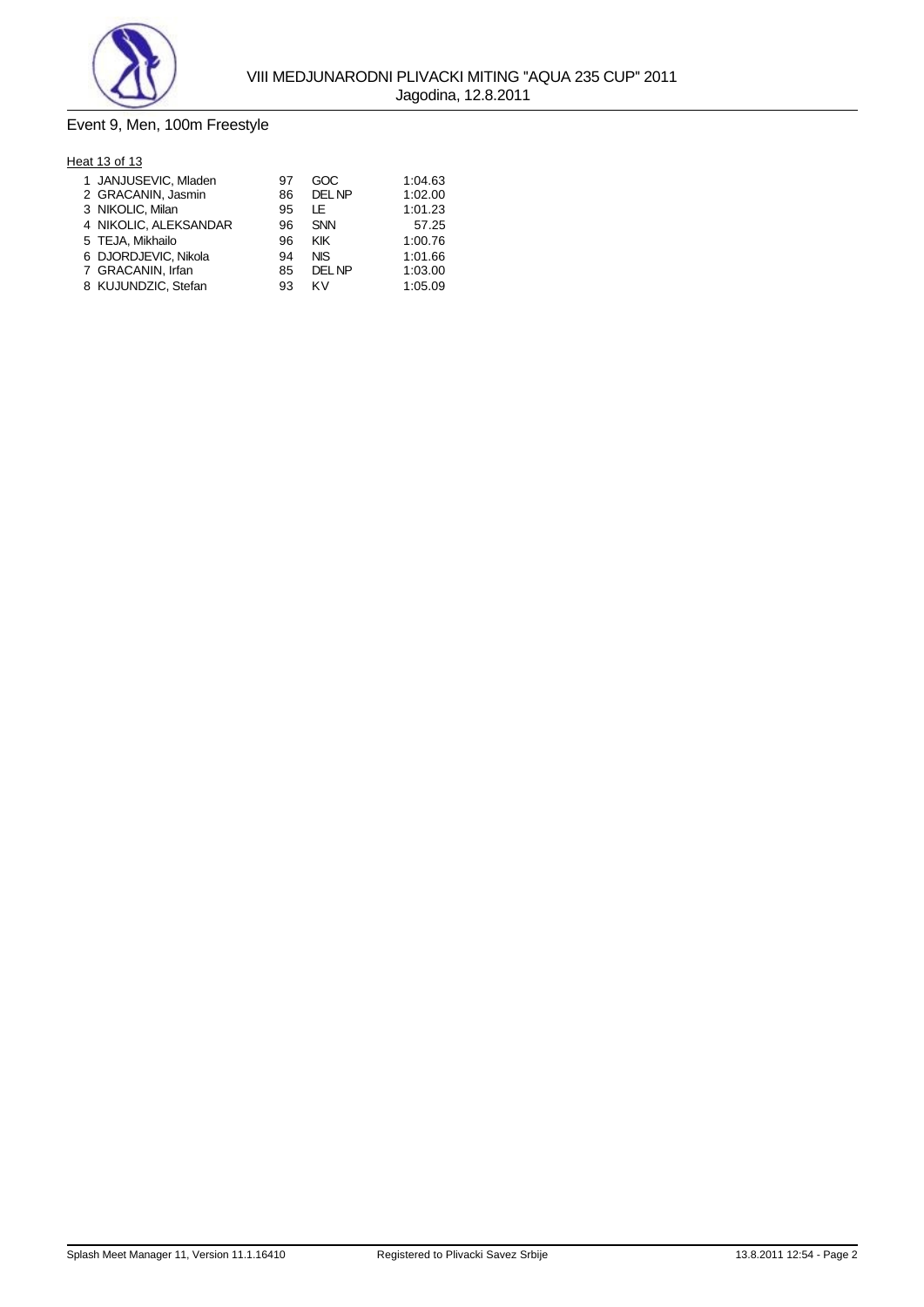## Event 9, Men, 100m Freestyle

Heat 13 of 13

| | | | | |
|---|---|---|---|---|
| 1 | JANJUSEVIC, Mladen | 97 | GOC | 1:04.63 |
| 2 | GRACANIN, Jasmin | 86 | DEL NP | 1:02.00 |
| 3 | NIKOLIC, Milan | 95 | LE | 1:01.23 |
| 4 | NIKOLIC, ALEKSANDAR | 96 | SNN | 57.25 |
| 5 | TEJA, Mikhailo | 96 | KIK | 1:00.76 |
| 6 | DJORDJEVIC, Nikola | 94 | NIS | 1:01.66 |
| 7 | GRACANIN, Irfan | 85 | DEL NP | 1:03.00 |
| 8 | KUJUNDZIC, Stefan | 93 | KV | 1:05.09 |